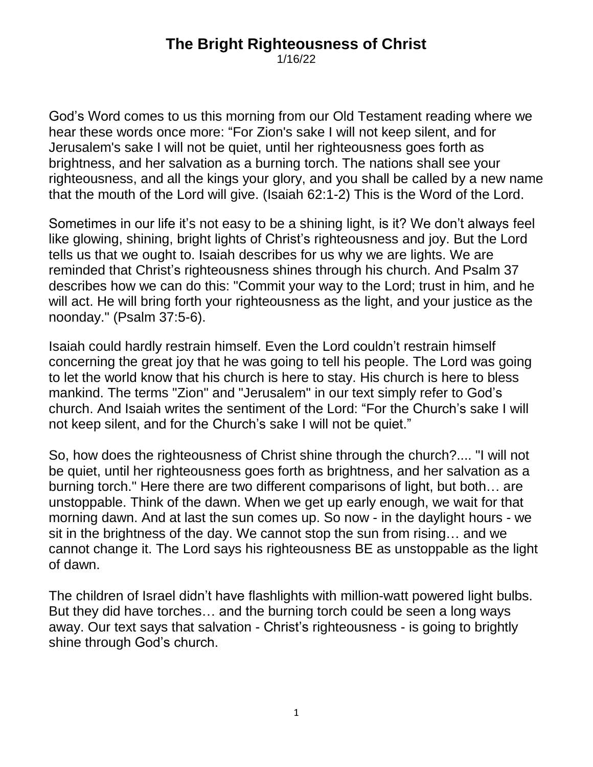# The Bright Righteousness of Christ

1/16/22

God's Word comes to us this morning from our Old Testament reading where we hear these words once more: "For Zion's sake I will not keep silent, and for Jerusalem's sake I will not be quiet, until her righteousness goes forth as brightness, and her salvation as a burning torch. The nations shall see your righteousness, and all the kings your glory, and you shall be called by a new name that the mouth of the Lord will give. (Isaiah 62:1-2) This is the Word of the Lord.

Sometimes in our life it's not easy to be a shining light, is it? We don't always feel like glowing, shining, bright lights of Christ's righteousness and joy. But the Lord tells us that we ought to. Isaiah describes for us why we are lights. We are reminded that Christ's righteousness shines through his church. And Psalm 37 describes how we can do this: "Commit your way to the Lord; trust in him, and he will act. He will bring forth your righteousness as the light, and your justice as the noonday." (Psalm 37:5-6).

Isaiah could hardly restrain himself. Even the Lord couldn't restrain himself concerning the great joy that he was going to tell his people. The Lord was going to let the world know that his church is here to stay. His church is here to bless mankind. The terms "Zion" and "Jerusalem" in our text simply refer to God's church. And Isaiah writes the sentiment of the Lord: "For the Church's sake I will not keep silent, and for the Church's sake I will not be quiet."

So, how does the righteousness of Christ shine through the church?.... "I will not be quiet, until her righteousness goes forth as brightness, and her salvation as a burning torch." Here there are two different comparisons of light, but both… are unstoppable. Think of the dawn. When we get up early enough, we wait for that morning dawn. And at last the sun comes up. So now - in the daylight hours - we sit in the brightness of the day. We cannot stop the sun from rising… and we cannot change it. The Lord says his righteousness BE as unstoppable as the light of dawn.

The children of Israel didn't have flashlights with million-watt powered light bulbs. But they did have torches… and the burning torch could be seen a long ways away. Our text says that salvation - Christ's righteousness - is going to brightly shine through God's church.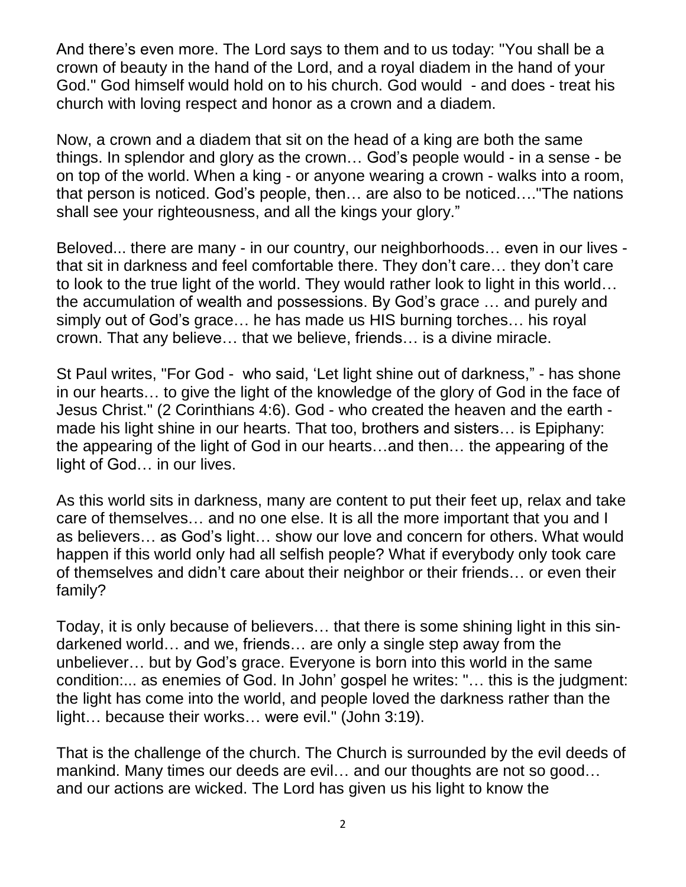And there's even more. The Lord says to them and to us today: "You shall be a crown of beauty in the hand of the Lord, and a royal diadem in the hand of your God." God himself would hold on to his church. God would - and does - treat his church with loving respect and honor as a crown and a diadem.

Now, a crown and a diadem that sit on the head of a king are both the same things. In splendor and glory as the crown… God's people would - in a sense - be on top of the world. When a king - or anyone wearing a crown - walks into a room, that person is noticed. God's people, then… are also to be noticed…."The nations shall see your righteousness, and all the kings your glory."

Beloved... there are many - in our country, our neighborhoods… even in our lives - that sit in darkness and feel comfortable there. They don't care… they don't care to look to the true light of the world. They would rather look to light in this world… the accumulation of wealth and possessions. By God's grace … and purely and simply out of God's grace… he has made us HIS burning torches… his royal crown. That any believe… that we believe, friends… is a divine miracle.

St Paul writes, "For God - who said, 'Let light shine out of darkness," - has shone in our hearts… to give the light of the knowledge of the glory of God in the face of Jesus Christ." (2 Corinthians 4:6). God - who created the heaven and the earth - made his light shine in our hearts. That too, brothers and sisters… is Epiphany: the appearing of the light of God in our hearts…and then… the appearing of the light of God… in our lives.

As this world sits in darkness, many are content to put their feet up, relax and take care of themselves… and no one else. It is all the more important that you and I as believers… as God's light… show our love and concern for others. What would happen if this world only had all selfish people? What if everybody only took care of themselves and didn't care about their neighbor or their friends… or even their family?

Today, it is only because of believers… that there is some shining light in this sin-darkened world… and we, friends… are only a single step away from the unbeliever… but by God's grace. Everyone is born into this world in the same condition:... as enemies of God. In John' gospel he writes: "… this is the judgment: the light has come into the world, and people loved the darkness rather than the light… because their works… were evil." (John 3:19).

That is the challenge of the church. The Church is surrounded by the evil deeds of mankind. Many times our deeds are evil… and our thoughts are not so good… and our actions are wicked. The Lord has given us his light to know the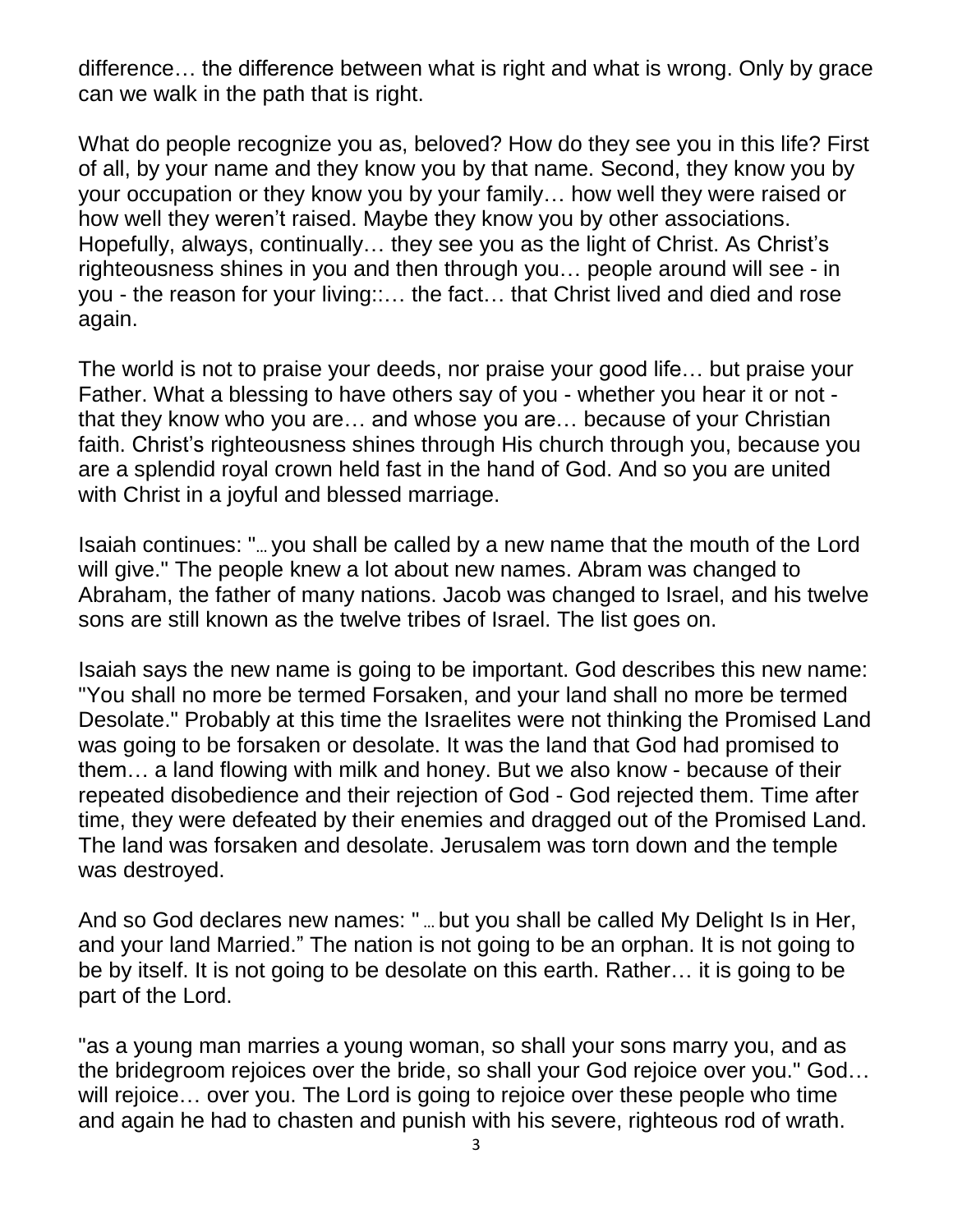difference… the difference between what is right and what is wrong. Only by grace can we walk in the path that is right.

What do people recognize you as, beloved? How do they see you in this life? First of all, by your name and they know you by that name. Second, they know you by your occupation or they know you by your family… how well they were raised or how well they weren't raised. Maybe they know you by other associations. Hopefully, always, continually… they see you as the light of Christ. As Christ's righteousness shines in you and then through you… people around will see - in you - the reason for your living::… the fact… that Christ lived and died and rose again.

The world is not to praise your deeds, nor praise your good life… but praise your Father. What a blessing to have others say of you - whether you hear it or not - that they know who you are… and whose you are… because of your Christian faith. Christ's righteousness shines through His church through you, because you are a splendid royal crown held fast in the hand of God. And so you are united with Christ in a joyful and blessed marriage.

Isaiah continues: "… you shall be called by a new name that the mouth of the Lord will give." The people knew a lot about new names. Abram was changed to Abraham, the father of many nations. Jacob was changed to Israel, and his twelve sons are still known as the twelve tribes of Israel. The list goes on.

Isaiah says the new name is going to be important. God describes this new name: "You shall no more be termed Forsaken, and your land shall no more be termed Desolate." Probably at this time the Israelites were not thinking the Promised Land was going to be forsaken or desolate. It was the land that God had promised to them… a land flowing with milk and honey. But we also know - because of their repeated disobedience and their rejection of God - God rejected them. Time after time, they were defeated by their enemies and dragged out of the Promised Land. The land was forsaken and desolate. Jerusalem was torn down and the temple was destroyed.

And so God declares new names: " … but you shall be called My Delight Is in Her, and your land Married." The nation is not going to be an orphan. It is not going to be by itself. It is not going to be desolate on this earth. Rather… it is going to be part of the Lord.

"as a young man marries a young woman, so shall your sons marry you, and as the bridegroom rejoices over the bride, so shall your God rejoice over you." God… will rejoice… over you. The Lord is going to rejoice over these people who time and again he had to chasten and punish with his severe, righteous rod of wrath.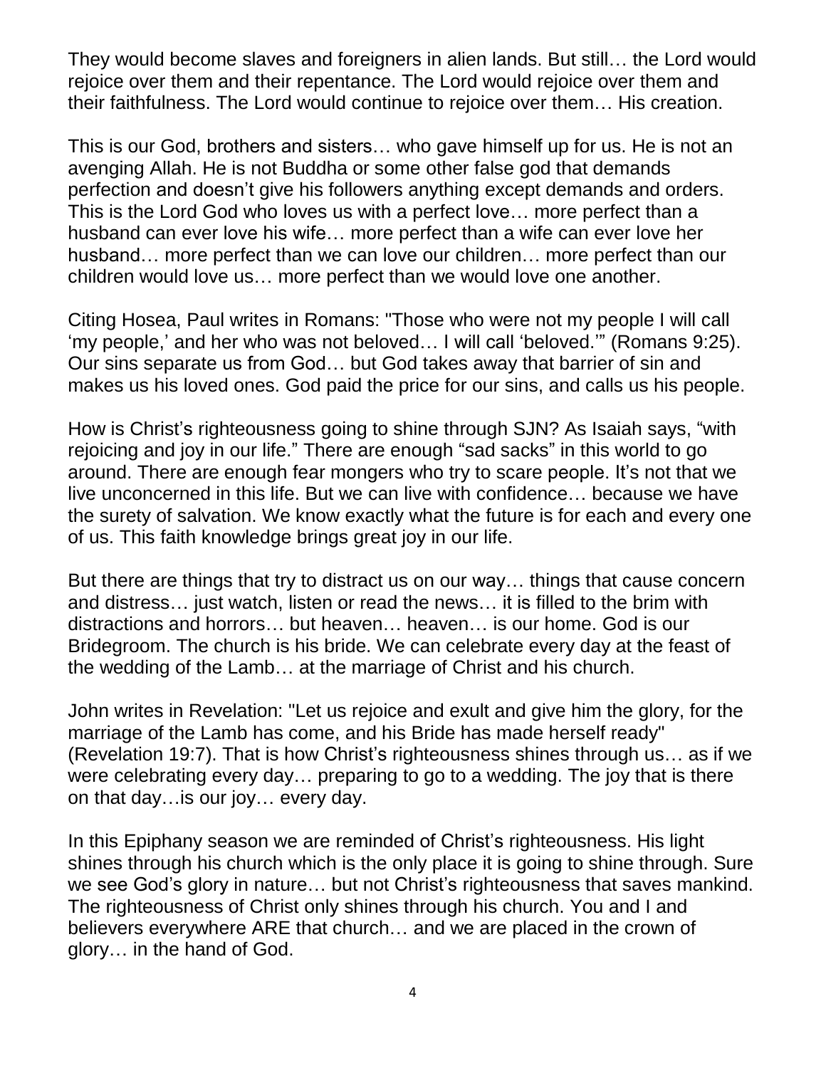They would become slaves and foreigners in alien lands. But still… the Lord would rejoice over them and their repentance. The Lord would rejoice over them and their faithfulness. The Lord would continue to rejoice over them… His creation.

This is our God, brothers and sisters… who gave himself up for us. He is not an avenging Allah. He is not Buddha or some other false god that demands perfection and doesn't give his followers anything except demands and orders. This is the Lord God who loves us with a perfect love… more perfect than a husband can ever love his wife… more perfect than a wife can ever love her husband… more perfect than we can love our children… more perfect than our children would love us… more perfect than we would love one another.

Citing Hosea, Paul writes in Romans: "Those who were not my people I will call 'my people,' and her who was not beloved… I will call 'beloved.'" (Romans 9:25). Our sins separate us from God… but God takes away that barrier of sin and makes us his loved ones. God paid the price for our sins, and calls us his people.

How is Christ's righteousness going to shine through SJN? As Isaiah says, "with rejoicing and joy in our life." There are enough "sad sacks" in this world to go around. There are enough fear mongers who try to scare people. It's not that we live unconcerned in this life. But we can live with confidence… because we have the surety of salvation. We know exactly what the future is for each and every one of us. This faith knowledge brings great joy in our life.

But there are things that try to distract us on our way… things that cause concern and distress… just watch, listen or read the news… it is filled to the brim with distractions and horrors… but heaven… heaven… is our home. God is our Bridegroom. The church is his bride. We can celebrate every day at the feast of the wedding of the Lamb… at the marriage of Christ and his church.

John writes in Revelation: "Let us rejoice and exult and give him the glory, for the marriage of the Lamb has come, and his Bride has made herself ready" (Revelation 19:7). That is how Christ's righteousness shines through us… as if we were celebrating every day… preparing to go to a wedding. The joy that is there on that day…is our joy… every day.

In this Epiphany season we are reminded of Christ's righteousness. His light shines through his church which is the only place it is going to shine through. Sure we see God's glory in nature… but not Christ's righteousness that saves mankind. The righteousness of Christ only shines through his church. You and I and believers everywhere ARE that church… and we are placed in the crown of glory… in the hand of God.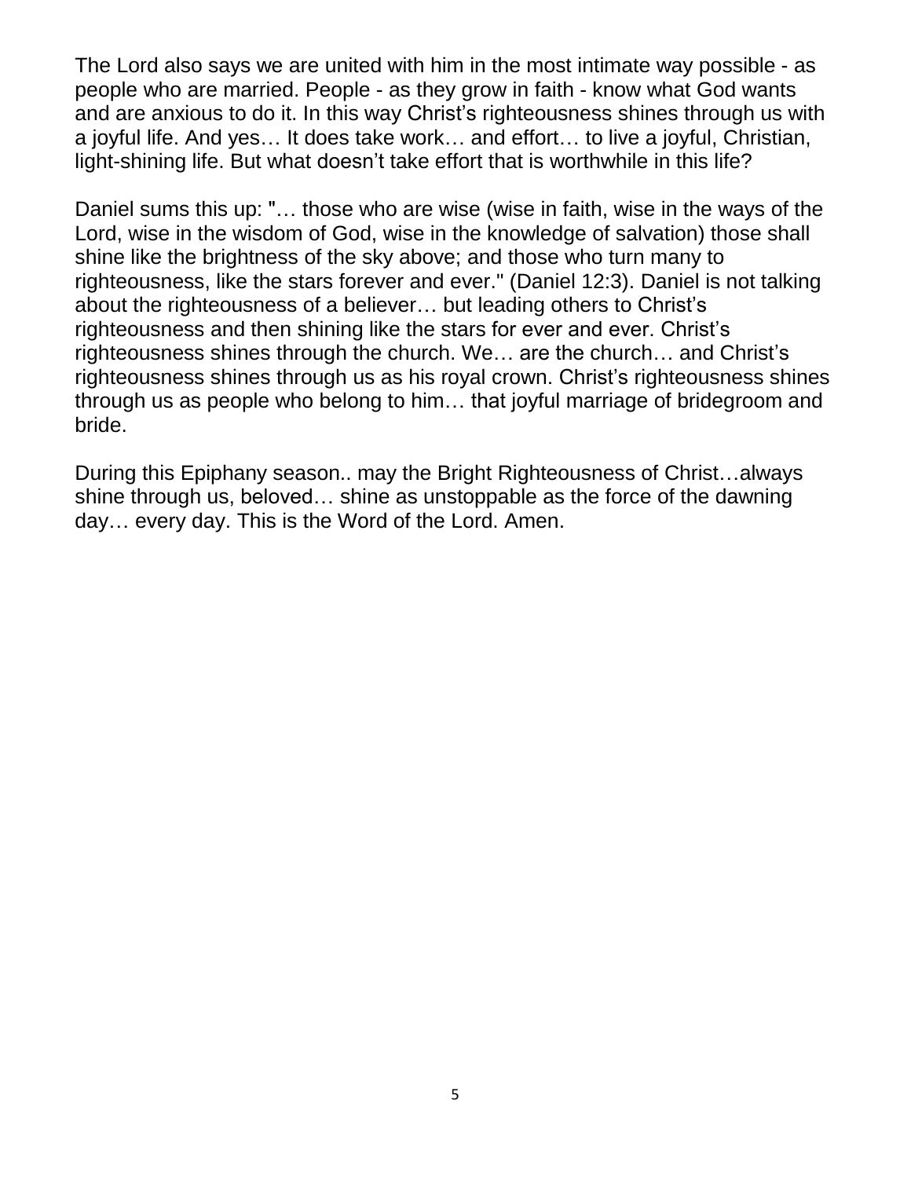The Lord also says we are united with him in the most intimate way possible - as people who are married. People - as they grow in faith - know what God wants and are anxious to do it. In this way Christ's righteousness shines through us with a joyful life. And yes… It does take work… and effort… to live a joyful, Christian, light-shining life. But what doesn't take effort that is worthwhile in this life?

Daniel sums this up: "… those who are wise (wise in faith, wise in the ways of the Lord, wise in the wisdom of God, wise in the knowledge of salvation) those shall shine like the brightness of the sky above; and those who turn many to righteousness, like the stars forever and ever." (Daniel 12:3). Daniel is not talking about the righteousness of a believer… but leading others to Christ's righteousness and then shining like the stars for ever and ever. Christ's righteousness shines through the church. We… are the church… and Christ's righteousness shines through us as his royal crown. Christ's righteousness shines through us as people who belong to him… that joyful marriage of bridegroom and bride.

During this Epiphany season.. may the Bright Righteousness of Christ…always shine through us, beloved… shine as unstoppable as the force of the dawning day… every day. This is the Word of the Lord. Amen.